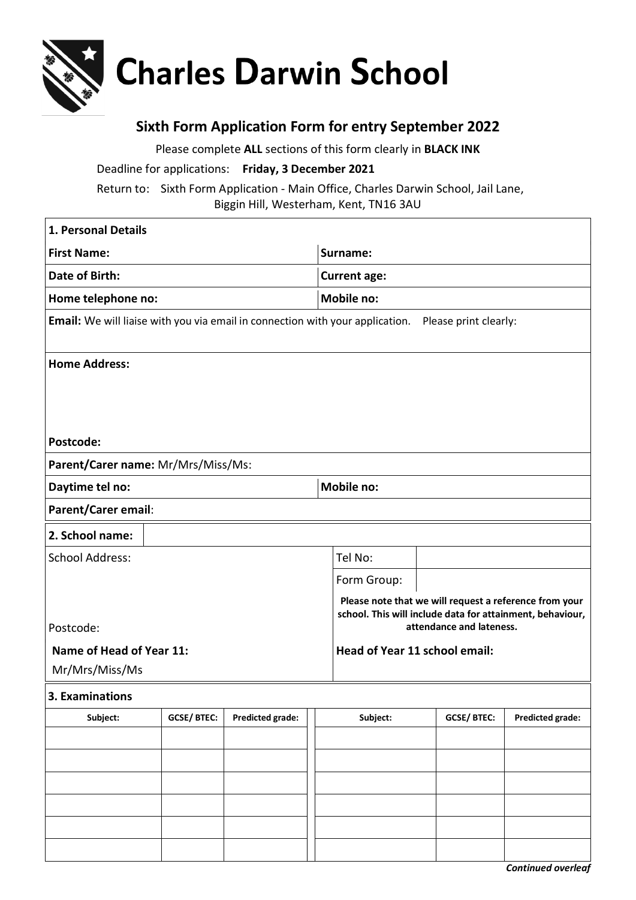# Charles Darwin School

## Sixth Form Application Form for entry September 2022

Please complete **ALL** sections of this form clearly in **BLACK INK**

Deadline for applications: **Friday, 3 December 2021**

Return to: Sixth Form Application - Main Office, Charles Darwin School, Jail Lane, Biggin Hill, Westerham, Kent, TN16 3AU

### 1. Personal Details

| | |
|---|---|
| **First Name:** | **Surname:** |
| **Date of Birth:** | **Current age:** |
| **Home telephone no:** | **Mobile no:** |

**Email:** We will liaise with you via email in connection with your application. Please print clearly:

**Home Address:**

**Postcode:**

**Parent/Carer name:** Mr/Mrs/Miss/Ms:

| | |
|---|---|
| **Daytime tel no:** | **Mobile no:** |

**Parent/Carer email**:

### 2. School name:

School Address:

Postcode:

| | |
|---|---|
| Tel No: | |
| Form Group: | |

**Please note that we will request a reference from your school. This will include data for attainment, behaviour, attendance and lateness.**

**Name of Head of Year 11:**

Mr/Mrs/Miss/Ms

**Head of Year 11 school email:**

### 3. Examinations

| Subject: | GCSE/ BTEC: | Predicted grade: | Subject: | GCSE/ BTEC: | Predicted grade: |
|---|---|---|---|---|---|
| | | | | | |
| | | | | | |
| | | | | | |
| | | | | | |
| | | | | | |
| | | | | | |

***Continued overleaf***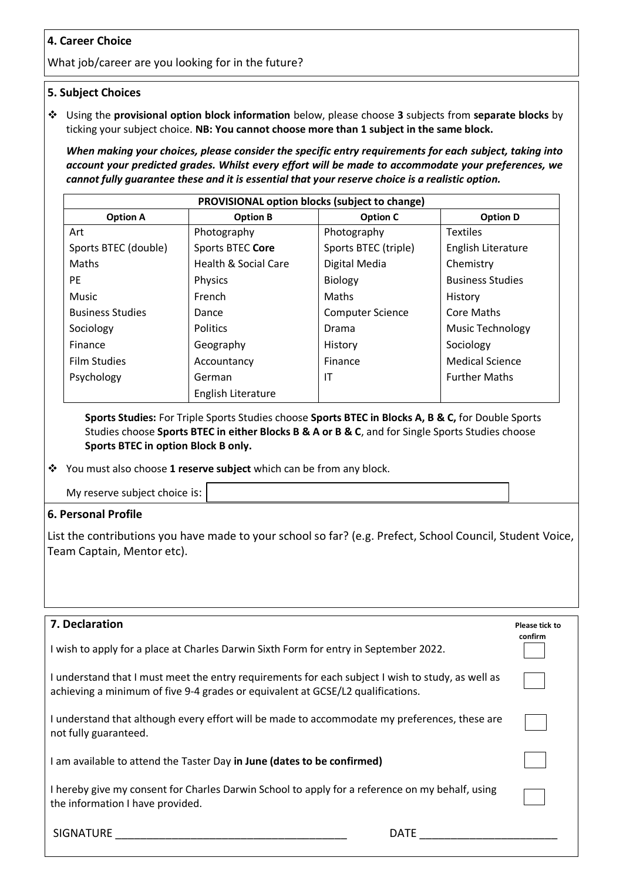**4. Career Choice**

What job/career are you looking for in the future?

**5. Subject Choices**

- Using the **provisional option block information** below, please choose **3** subjects from **separate blocks** by ticking your subject choice. **NB: You cannot choose more than 1 subject in the same block.**

  ***When making your choices, please consider the specific entry requirements for each subject, taking into account your predicted grades. Whilst every effort will be made to accommodate your preferences, we cannot fully guarantee these and it is essential that your reserve choice is a realistic option.***

| PROVISIONAL option blocks (subject to change) | | | |
|---|---|---|---|
| **Option A** | **Option B** | **Option C** | **Option D** |
| Art | Photography | Photography | Textiles |
| Sports BTEC (double) | Sports BTEC **Core** | Sports BTEC (triple) | English Literature |
| Maths | Health & Social Care | Digital Media | Chemistry |
| PE | Physics | Biology | Business Studies |
| Music | French | Maths | History |
| Business Studies | Dance | Computer Science | Core Maths |
| Sociology | Politics | Drama | Music Technology |
| Finance | Geography | History | Sociology |
| Film Studies | Accountancy | Finance | Medical Science |
| Psychology | German | IT | Further Maths |
| | English Literature | | |

**Sports Studies:** For Triple Sports Studies choose **Sports BTEC in Blocks A, B & C,** for Double Sports Studies choose **Sports BTEC in either Blocks B & A or B & C**, and for Single Sports Studies choose **Sports BTEC in option Block B only.**

- You must also choose **1 reserve subject** which can be from any block.

  My reserve subject choice is:

**6. Personal Profile**

List the contributions you have made to your school so far? (e.g. Prefect, School Council, Student Voice, Team Captain, Mentor etc).

**7. Declaration**

**Please tick to confirm**

I wish to apply for a place at Charles Darwin Sixth Form for entry in September 2022. ☐

I understand that I must meet the entry requirements for each subject I wish to study, as well as achieving a minimum of five 9-4 grades or equivalent at GCSE/L2 qualifications. ☐

I understand that although every effort will be made to accommodate my preferences, these are not fully guaranteed. ☐

I am available to attend the Taster Day **in June (dates to be confirmed)** ☐

I hereby give my consent for Charles Darwin School to apply for a reference on my behalf, using the information I have provided. ☐

SIGNATURE ______________________________________ DATE ______________________